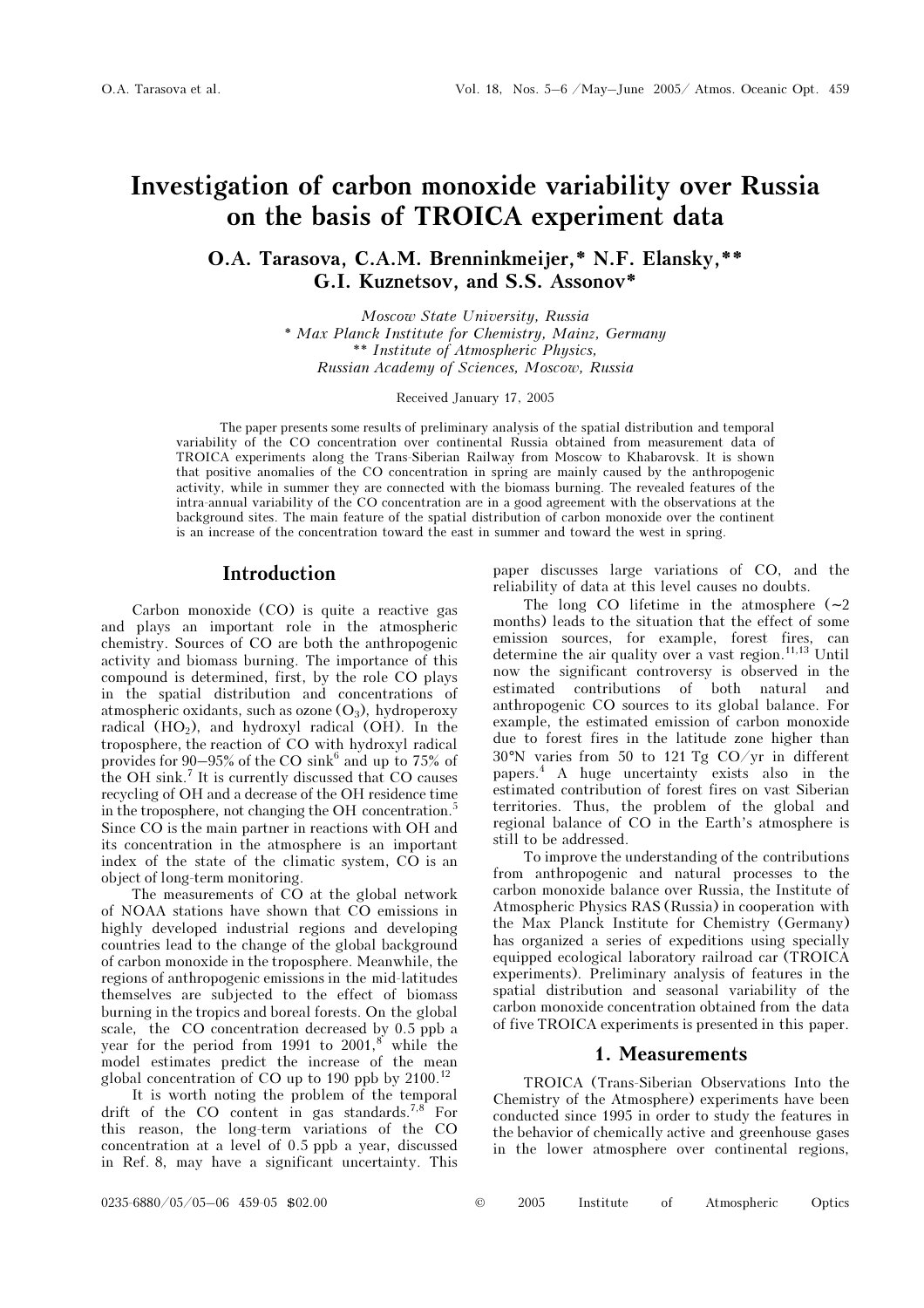# Investigation of carbon monoxide variability over Russia on the basis of TROICA experiment data

**O.A. Tarasova, C.A.M. Brenninkmeijer,\* N.F. Elansky,\*\* G.I. Kuznetsov, and S.S. Assonov\***

*Moscow State University, Russia*
*\* Max Planck Institute for Chemistry, Mainz, Germany*
*\*\* Institute of Atmospheric Physics, Russian Academy of Sciences, Moscow, Russia*

Received January 17, 2005

The paper presents some results of preliminary analysis of the spatial distribution and temporal variability of the CO concentration over continental Russia obtained from measurement data of TROICA experiments along the Trans-Siberian Railway from Moscow to Khabarovsk. It is shown that positive anomalies of the CO concentration in spring are mainly caused by the anthropogenic activity, while in summer they are connected with the biomass burning. The revealed features of the intra-annual variability of the CO concentration are in a good agreement with the observations at the background sites. The main feature of the spatial distribution of carbon monoxide over the continent is an increase of the concentration toward the east in summer and toward the west in spring.

## Introduction

Carbon monoxide (CO) is quite a reactive gas and plays an important role in the atmospheric chemistry. Sources of CO are both the anthropogenic activity and biomass burning. The importance of this compound is determined, first, by the role CO plays in the spatial distribution and concentrations of atmospheric oxidants, such as ozone ($O_3$), hydroperoxy radical ($HO_2$), and hydroxyl radical (OH). In the troposphere, the reaction of CO with hydroxyl radical provides for 90–95% of the CO sink[6] and up to 75% of the OH sink.[7] It is currently discussed that CO causes recycling of OH and a decrease of the OH residence time in the troposphere, not changing the OH concentration.[5] Since CO is the main partner in reactions with OH and its concentration in the atmosphere is an important index of the state of the climatic system, CO is an object of long-term monitoring.

The measurements of CO at the global network of NOAA stations have shown that CO emissions in highly developed industrial regions and developing countries lead to the change of the global background of carbon monoxide in the troposphere. Meanwhile, the regions of anthropogenic emissions in the mid-latitudes themselves are subjected to the effect of biomass burning in the tropics and boreal forests. On the global scale, the CO concentration decreased by 0.5 ppb a year for the period from 1991 to 2001,[8] while the model estimates predict the increase of the mean global concentration of CO up to 190 ppb by 2100.[12]

It is worth noting the problem of the temporal drift of the CO content in gas standards.[7,8] For this reason, the long-term variations of the CO concentration at a level of 0.5 ppb a year, discussed in Ref. 8, may have a significant uncertainty. This paper discusses large variations of CO, and the reliability of data at this level causes no doubts.

The long CO lifetime in the atmosphere (~2 months) leads to the situation that the effect of some emission sources, for example, forest fires, can determine the air quality over a vast region.[11,13] Until now the significant controversy is observed in the estimated contributions of both natural and anthropogenic CO sources to its global balance. For example, the estimated emission of carbon monoxide due to forest fires in the latitude zone higher than 30°N varies from 50 to 121 Tg CO/yr in different papers.[4] A huge uncertainty exists also in the estimated contribution of forest fires on vast Siberian territories. Thus, the problem of the global and regional balance of CO in the Earth's atmosphere is still to be addressed.

To improve the understanding of the contributions from anthropogenic and natural processes to the carbon monoxide balance over Russia, the Institute of Atmospheric Physics RAS (Russia) in cooperation with the Max Planck Institute for Chemistry (Germany) has organized a series of expeditions using specially equipped ecological laboratory railroad car (TROICA experiments). Preliminary analysis of features in the spatial distribution and seasonal variability of the carbon monoxide concentration obtained from the data of five TROICA experiments is presented in this paper.

## 1. Measurements

TROICA (Trans-Siberian Observations Into the Chemistry of the Atmosphere) experiments have been conducted since 1995 in order to study the features in the behavior of chemically active and greenhouse gases in the lower atmosphere over continental regions,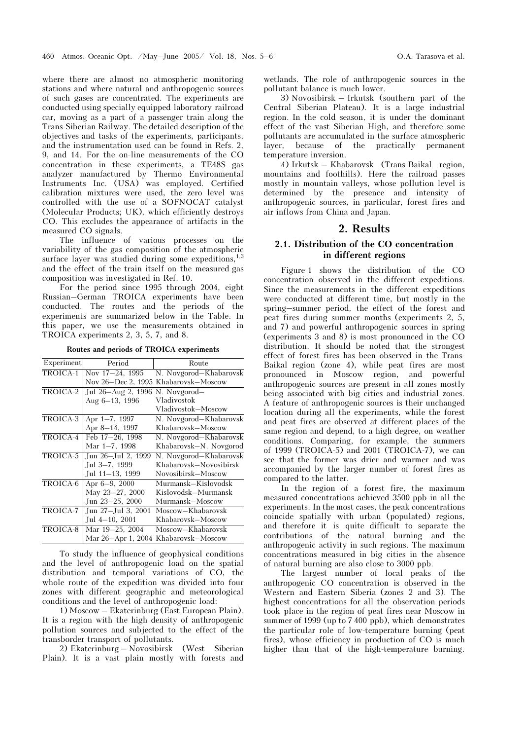where there are almost no atmospheric monitoring stations and where natural and anthropogenic sources of such gases are concentrated. The experiments are conducted using specially equipped laboratory railroad car, moving as a part of a passenger train along the Trans-Siberian Railway. The detailed description of the objectives and tasks of the experiments, participants, and the instrumentation used can be found in Refs. 2, 9, and 14. For the on-line measurements of the CO concentration in these experiments, a TE48S gas analyzer manufactured by Thermo Environmental Instruments Inc. (USA) was employed. Certified calibration mixtures were used, the zero level was controlled with the use of a SOFNOCAT catalyst (Molecular Products; UK), which efficiently destroys CO. This excludes the appearance of artifacts in the measured CO signals.

The influence of various processes on the variability of the gas composition of the atmospheric surface layer was studied during some expeditions,[1,3] and the effect of the train itself on the measured gas composition was investigated in Ref. 10.

For the period since 1995 through 2004, eight Russian–German TROICA experiments have been conducted. The routes and the periods of the experiments are summarized below in the Table. In this paper, we use the measurements obtained in TROICA experiments 2, 3, 5, 7, and 8.

**Routes and periods of TROICA experiments**

| Experiment | Period | Route |
|---|---|---|
| TROICA-1 | Nov 17–24, 1995 | N. Novgorod–Khabarovsk |
| | Nov 26–Dec 2, 1995 | Khabarovsk–Moscow |
| TROICA-2 | Jul 26–Aug 2, 1996 | N. Novgorod–Vladivostok |
| | Aug 6–13, 1996 | Vladivostok–Moscow |
| TROICA-3 | Apr 1–7, 1997 | N. Novgorod–Khabarovsk |
| | Apr 8–14, 1997 | Khabarovsk–Moscow |
| TROICA-4 | Feb 17–26, 1998 | N. Novgorod–Khabarovsk |
| | Mar 1–7, 1998 | Khabarovsk–N. Novgorod |
| TROICA-5 | Jun 26–Jul 2, 1999 | N. Novgorod–Khabarovsk |
| | Jul 3–7, 1999 | Khabarovsk–Novosibirsk |
| | Jul 11–13, 1999 | Novosibirsk–Moscow |
| TROICA-6 | Apr 6–9, 2000 | Murmansk–Kislovodsk |
| | May 23–27, 2000 | Kislovodsk–Murmansk |
| | Jun 23–25, 2000 | Murmansk–Moscow |
| TROICA-7 | Jun 27–Jul 3, 2001 | Moscow–Khabarovsk |
| | Jul 4–10, 2001 | Khabarovsk–Moscow |
| TROICA-8 | Mar 19–25, 2004 | Moscow–Khabarovsk |
| | Mar 26–Apr 1, 2004 | Khabarovsk–Moscow |

To study the influence of geophysical conditions and the level of anthropogenic load on the spatial distribution and temporal variations of CO, the whole route of the expedition was divided into four zones with different geographic and meteorological conditions and the level of anthropogenic load:

1) Moscow – Ekaterinburg (East European Plain). It is a region with the high density of anthropogenic pollution sources and subjected to the effect of the transborder transport of pollutants.

2) Ekaterinburg – Novosibirsk (West Siberian Plain). It is a vast plain mostly with forests and wetlands. The role of anthropogenic sources in the pollutant balance is much lower.

3) Novosibirsk – Irkutsk (southern part of the Central Siberian Plateau). It is a large industrial region. In the cold season, it is under the dominant effect of the vast Siberian High, and therefore some pollutants are accumulated in the surface atmospheric layer, because of the practically permanent temperature inversion.

4) Irkutsk – Khabarovsk (Trans-Baikal region, mountains and foothills). Here the railroad passes mostly in mountain valleys, whose pollution level is determined by the presence and intensity of anthropogenic sources, in particular, forest fires and air inflows from China and Japan.

## 2. Results

### 2.1. Distribution of the CO concentration in different regions

Figure 1 shows the distribution of the CO concentration observed in the different expeditions. Since the measurements in the different expeditions were conducted at different time, but mostly in the spring–summer period, the effect of the forest and peat fires during summer months (experiments 2, 5, and 7) and powerful anthropogenic sources in spring (experiments 3 and 8) is most pronounced in the CO distribution. It should be noted that the strongest effect of forest fires has been observed in the Trans-Baikal region (zone 4), while peat fires are most pronounced in Moscow region, and powerful anthropogenic sources are present in all zones mostly being associated with big cities and industrial zones. A feature of anthropogenic sources is their unchanged location during all the experiments, while the forest and peat fires are observed at different places of the same region and depend, to a high degree, on weather conditions. Comparing, for example, the summers of 1999 (TROICA-5) and 2001 (TROICA-7), we can see that the former was drier and warmer and was accompanied by the larger number of forest fires as compared to the latter.

In the region of a forest fire, the maximum measured concentrations achieved 3500 ppb in all the experiments. In the most cases, the peak concentrations coincide spatially with urban (populated) regions, and therefore it is quite difficult to separate the contributions of the natural burning and the anthropogenic activity in such regions. The maximum concentrations measured in big cities in the absence of natural burning are also close to 3000 ppb.

The largest number of local peaks of the anthropogenic CO concentration is observed in the Western and Eastern Siberia (zones 2 and 3). The highest concentrations for all the observation periods took place in the region of peat fires near Moscow in summer of 1999 (up to 7 400 ppb), which demonstrates the particular role of low-temperature burning (peat fires), whose efficiency in production of CO is much higher than that of the high-temperature burning.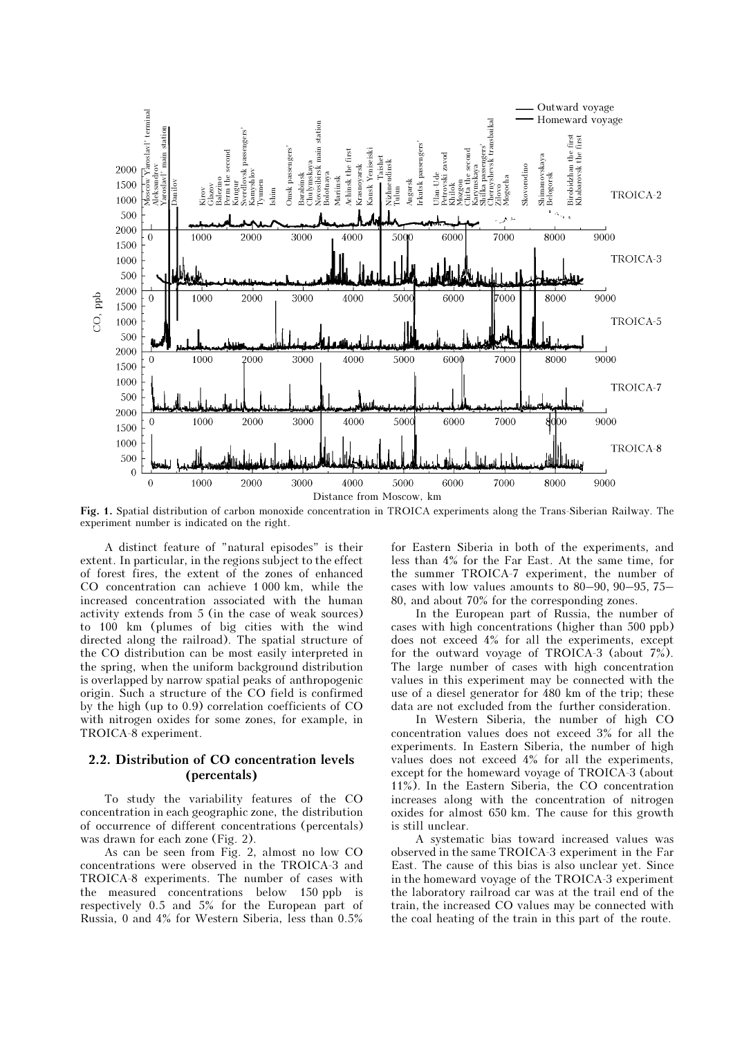**Fig. 1.** Spatial distribution of carbon monoxide concentration in TROICA experiments along the Trans-Siberian Railway. The experiment number is indicated on the right.

A distinct feature of "natural episodes" is their extent. In particular, in the regions subject to the effect of forest fires, the extent of the zones of enhanced CO concentration can achieve 1 000 km, while the increased concentration associated with the human activity extends from 5 (in the case of weak sources) to 100 km (plumes of big cities with the wind directed along the railroad). The spatial structure of the CO distribution can be most easily interpreted in the spring, when the uniform background distribution is overlapped by narrow spatial peaks of anthropogenic origin. Such a structure of the CO field is confirmed by the high (up to 0.9) correlation coefficients of CO with nitrogen oxides for some zones, for example, in TROICA-8 experiment.

## 2.2. Distribution of CO concentration levels (percentals)

To study the variability features of the CO concentration in each geographic zone, the distribution of occurrence of different concentrations (percentals) was drawn for each zone (Fig. 2).

As can be seen from Fig. 2, almost no low CO concentrations were observed in the TROICA-3 and TROICA-8 experiments. The number of cases with the measured concentrations below 150 ppb is respectively 0.5 and 5% for the European part of Russia, 0 and 4% for Western Siberia, less than 0.5% for Eastern Siberia in both of the experiments, and less than 4% for the Far East. At the same time, for the summer TROICA-7 experiment, the number of cases with low values amounts to 80–90, 90–95, 75–80, and about 70% for the corresponding zones.

In the European part of Russia, the number of cases with high concentrations (higher than 500 ppb) does not exceed 4% for all the experiments, except for the outward voyage of TROICA-3 (about 7%). The large number of cases with high concentration values in this experiment may be connected with the use of a diesel generator for 480 km of the trip; these data are not excluded from the further consideration.

In Western Siberia, the number of high CO concentration values does not exceed 3% for all the experiments. In Eastern Siberia, the number of high values does not exceed 4% for all the experiments, except for the homeward voyage of TROICA-3 (about 11%). In the Eastern Siberia, the CO concentration increases along with the concentration of nitrogen oxides for almost 650 km. The cause for this growth is still unclear.

A systematic bias toward increased values was observed in the same TROICA-3 experiment in the Far East. The cause of this bias is also unclear yet. Since in the homeward voyage of the TROICA-3 experiment the laboratory railroad car was at the trail end of the train, the increased CO values may be connected with the coal heating of the train in this part of the route.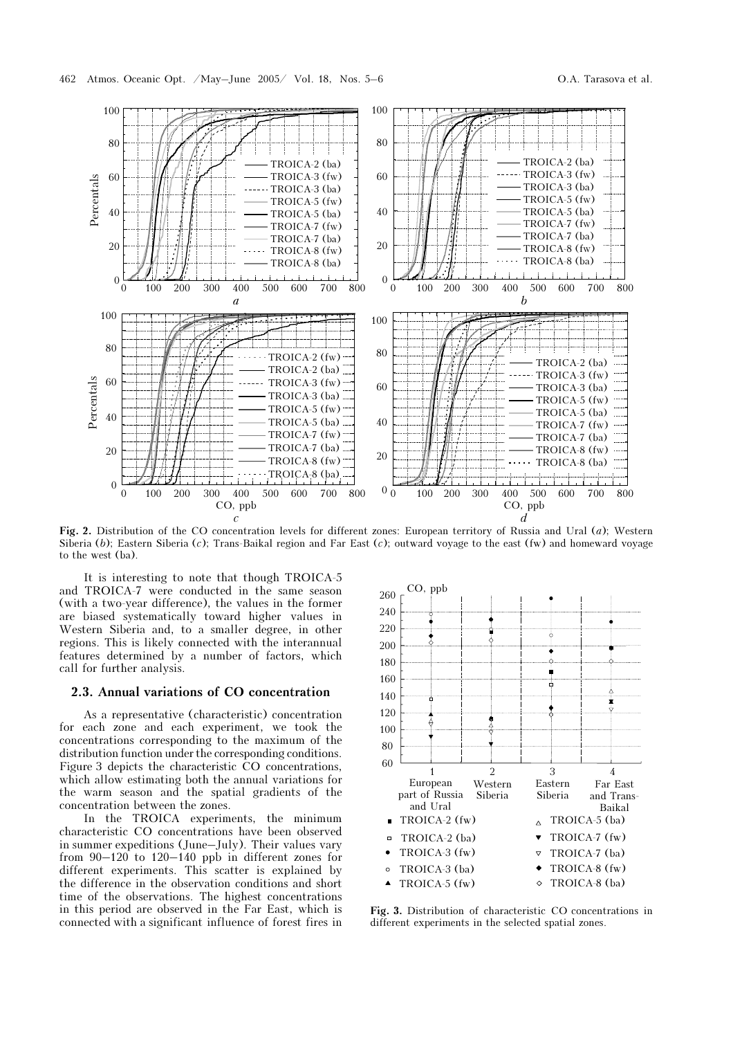**Fig. 2.** Distribution of the CO concentration levels for different zones: European territory of Russia and Ural (*a*); Western Siberia (*b*); Eastern Siberia (*c*); Trans-Baikal region and Far East (*c*); outward voyage to the east (fw) and homeward voyage to the west (ba).

It is interesting to note that though TROICA-5 and TROICA-7 were conducted in the same season (with a two-year difference), the values in the former are biased systematically toward higher values in Western Siberia and, to a smaller degree, in other regions. This is likely connected with the interannual features determined by a number of factors, which call for further analysis.

### 2.3. Annual variations of CO concentration

As a representative (characteristic) concentration for each zone and each experiment, we took the concentrations corresponding to the maximum of the distribution function under the corresponding conditions. Figure 3 depicts the characteristic CO concentrations, which allow estimating both the annual variations for the warm season and the spatial gradients of the concentration between the zones.

In the TROICA experiments, the minimum characteristic CO concentrations have been observed in summer expeditions (June–July). Their values vary from 90–120 to 120–140 ppb in different zones for different experiments. This scatter is explained by the difference in the observation conditions and short time of the observations. The highest concentrations in this period are observed in the Far East, which is connected with a significant influence of forest fires in

**Fig. 3.** Distribution of characteristic CO concentrations in different experiments in the selected spatial zones.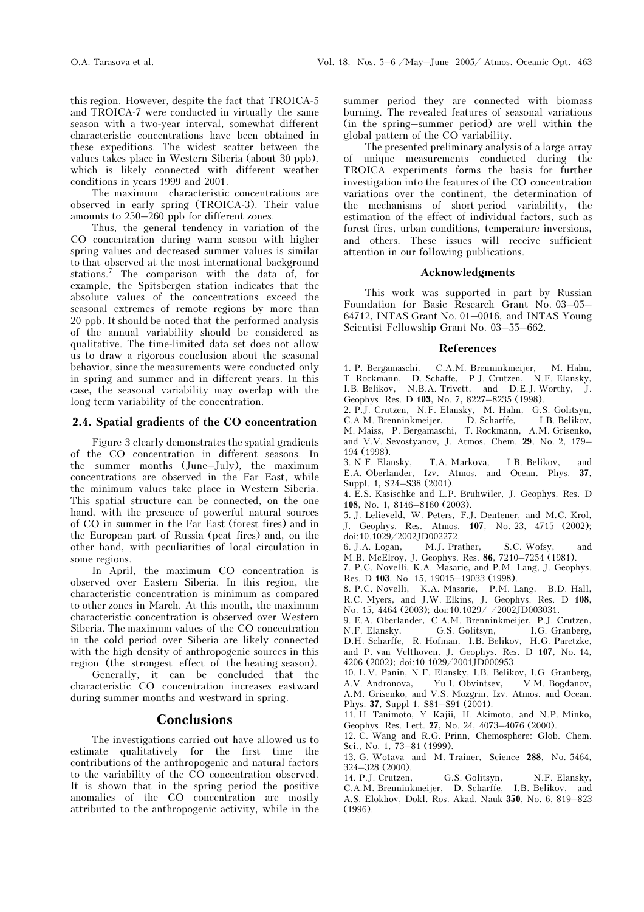this region. However, despite the fact that TROICA-5 and TROICA-7 were conducted in virtually the same season with a two-year interval, somewhat different characteristic concentrations have been obtained in these expeditions. The widest scatter between the values takes place in Western Siberia (about 30 ppb), which is likely connected with different weather conditions in years 1999 and 2001.

The maximum characteristic concentrations are observed in early spring (TROICA-3). Their value amounts to 250–260 ppb for different zones.

Thus, the general tendency in variation of the CO concentration during warm season with higher spring values and decreased summer values is similar to that observed at the most international background stations.[7] The comparison with the data of, for example, the Spitsbergen station indicates that the absolute values of the concentrations exceed the seasonal extremes of remote regions by more than 20 ppb. It should be noted that the performed analysis of the annual variability should be considered as qualitative. The time-limited data set does not allow us to draw a rigorous conclusion about the seasonal behavior, since the measurements were conducted only in spring and summer and in different years. In this case, the seasonal variability may overlap with the long-term variability of the concentration.

### 2.4. Spatial gradients of the CO concentration

Figure 3 clearly demonstrates the spatial gradients of the CO concentration in different seasons. In the summer months (June–July), the maximum concentrations are observed in the Far East, while the minimum values take place in Western Siberia. This spatial structure can be connected, on the one hand, with the presence of powerful natural sources of CO in summer in the Far East (forest fires) and in the European part of Russia (peat fires) and, on the other hand, with peculiarities of local circulation in some regions.

In April, the maximum CO concentration is observed over Eastern Siberia. In this region, the characteristic concentration is minimum as compared to other zones in March. At this month, the maximum characteristic concentration is observed over Western Siberia. The maximum values of the CO concentration in the cold period over Siberia are likely connected with the high density of anthropogenic sources in this region (the strongest effect of the heating season).

Generally, it can be concluded that the characteristic CO concentration increases eastward during summer months and westward in spring.

## Conclusions

The investigations carried out have allowed us to estimate qualitatively for the first time the contributions of the anthropogenic and natural factors to the variability of the CO concentration observed. It is shown that in the spring period the positive anomalies of the CO concentration are mostly attributed to the anthropogenic activity, while in the summer period they are connected with biomass burning. The revealed features of seasonal variations (in the spring–summer period) are well within the global pattern of the CO variability.

The presented preliminary analysis of a large array of unique measurements conducted during the TROICA experiments forms the basis for further investigation into the features of the CO concentration variations over the continent, the determination of the mechanisms of short-period variability, the estimation of the effect of individual factors, such as forest fires, urban conditions, temperature inversions, and others. These issues will receive sufficient attention in our following publications.

### Acknowledgments

This work was supported in part by Russian Foundation for Basic Research Grant No. 03–05–64712, INTAS Grant No. 01–0016, and INTAS Young Scientist Fellowship Grant No. 03–55–662.

### References

1. P. Bergamaschi, C.A.M. Brenninkmeijer, M. Hahn, T. Rockmann, D. Schaffe, P.J. Crutzen, N.F. Elansky, I.B. Belikov, N.B.A. Trivett, and D.E.J. Worthy, J. Geophys. Res. D **103**, No. 7, 8227–8235 (1998).
2. P.J. Crutzen, N.F. Elansky, M. Hahn, G.S. Golitsyn, C.A.M. Brenninkmeijer, D. Scharffe, I.B. Belikov, M. Maiss, P. Bergamaschi, T. Rockmann, A.M. Grisenko, and V.V. Sevostyanov, J. Atmos. Chem. **29**, No. 2, 179–194 (1998).
3. N.F. Elansky, T.A. Markova, I.B. Belikov, and E.A. Oberlander, Izv. Atmos. and Ocean. Phys. **37**, Suppl. 1, S24–S38 (2001).
4. E.S. Kasischke and L.P. Bruhwiler, J. Geophys. Res. D **108**, No. 1, 8146–8160 (2003).
5. J. Lelieveld, W. Peters, F.J. Dentener, and M.C. Krol, J. Geophys. Res. Atmos. **107**, No. 23, 4715 (2002); doi:10.1029/2002JD002272.
6. J.A. Logan, M.J. Prather, S.C. Wofsy, and M.B. McElroy, J. Geophys. Res. **86**, 7210–7254 (1981).
7. P.C. Novelli, K.A. Masarie, and P.M. Lang, J. Geophys. Res. D **103**, No. 15, 19015–19033 (1998).
8. P.C. Novelli, K.A. Masarie, P.M. Lang, B.D. Hall, R.C. Myers, and J.W. Elkins, J. Geophys. Res. D **108**, No. 15, 4464 (2003); doi:10.1029/ /2002JD003031.
9. E.A. Oberlander, C.A.M. Brenninkmeijer, P.J. Crutzen, N.F. Elansky, G.S. Golitsyn, I.G. Granberg, D.H. Scharffe, R. Hofman, I.B. Belikov, H.G. Paretzke, and P. van Velthoven, J. Geophys. Res. D **107**, No. 14, 4206 (2002); doi:10.1029/2001JD000953.
10. L.V. Panin, N.F. Elansky, I.B. Belikov, I.G. Granberg, A.V. Andronova, Yu.I. Obvintsev, V.M. Bogdanov, A.M. Grisenko, and V.S. Mozgrin, Izv. Atmos. and Ocean. Phys. **37**, Suppl 1, S81–S91 (2001).
11. H. Tanimoto, Y. Kajii, H. Akimoto, and N.P. Minko, Geophys. Res. Lett. **27**, No. 24, 4073–4076 (2000).
12. C. Wang and R.G. Prinn, Chemosphere: Glob. Chem. Sci., No. 1, 73–81 (1999).
13. G. Wotava and M. Trainer, Science **288**, No. 5464, 324–328 (2000).
14. P.J. Crutzen, G.S. Golitsyn, N.F. Elansky, C.A.M. Brenninkmeijer, D. Scharffe, I.B. Belikov, and A.S. Elokhov, Dokl. Ros. Akad. Nauk **350**, No. 6, 819–823 (1996).